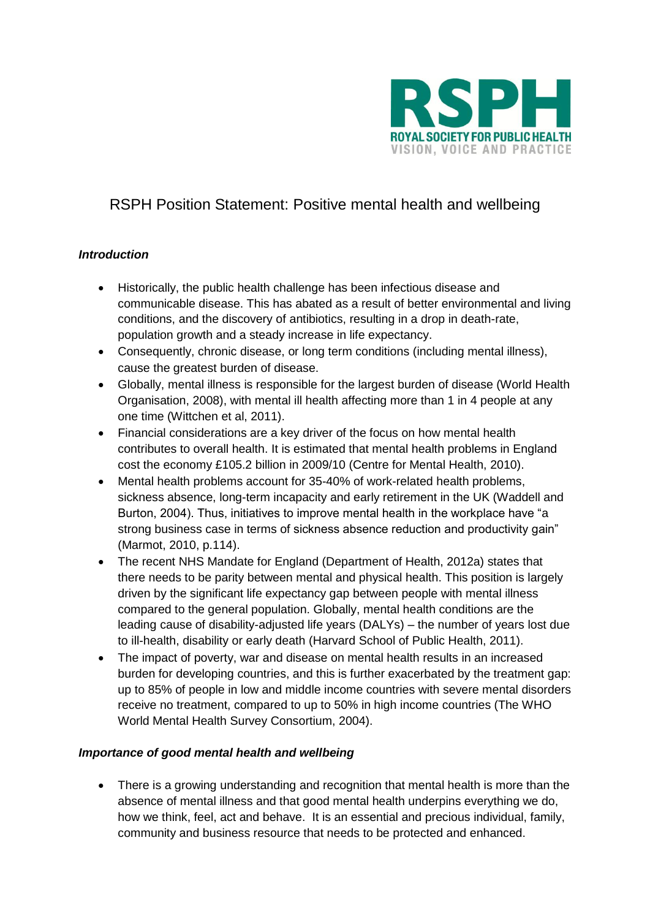ROYAL SOCIETY FOR PUBLIC HEALTH
VISION, VOICE AND PRACTICE

# RSPH Position Statement: Positive mental health and wellbeing

### *Introduction*

- Historically, the public health challenge has been infectious disease and communicable disease. This has abated as a result of better environmental and living conditions, and the discovery of antibiotics, resulting in a drop in death-rate, population growth and a steady increase in life expectancy.
- Consequently, chronic disease, or long term conditions (including mental illness), cause the greatest burden of disease.
- Globally, mental illness is responsible for the largest burden of disease (World Health Organisation, 2008), with mental ill health affecting more than 1 in 4 people at any one time (Wittchen et al, 2011).
- Financial considerations are a key driver of the focus on how mental health contributes to overall health. It is estimated that mental health problems in England cost the economy £105.2 billion in 2009/10 (Centre for Mental Health, 2010).
- Mental health problems account for 35-40% of work-related health problems, sickness absence, long-term incapacity and early retirement in the UK (Waddell and Burton, 2004). Thus, initiatives to improve mental health in the workplace have "a strong business case in terms of sickness absence reduction and productivity gain" (Marmot, 2010, p.114).
- The recent NHS Mandate for England (Department of Health, 2012a) states that there needs to be parity between mental and physical health. This position is largely driven by the significant life expectancy gap between people with mental illness compared to the general population. Globally, mental health conditions are the leading cause of disability-adjusted life years (DALYs) – the number of years lost due to ill-health, disability or early death (Harvard School of Public Health, 2011).
- The impact of poverty, war and disease on mental health results in an increased burden for developing countries, and this is further exacerbated by the treatment gap: up to 85% of people in low and middle income countries with severe mental disorders receive no treatment, compared to up to 50% in high income countries (The WHO World Mental Health Survey Consortium, 2004).

### *Importance of good mental health and wellbeing*

- There is a growing understanding and recognition that mental health is more than the absence of mental illness and that good mental health underpins everything we do, how we think, feel, act and behave. It is an essential and precious individual, family, community and business resource that needs to be protected and enhanced.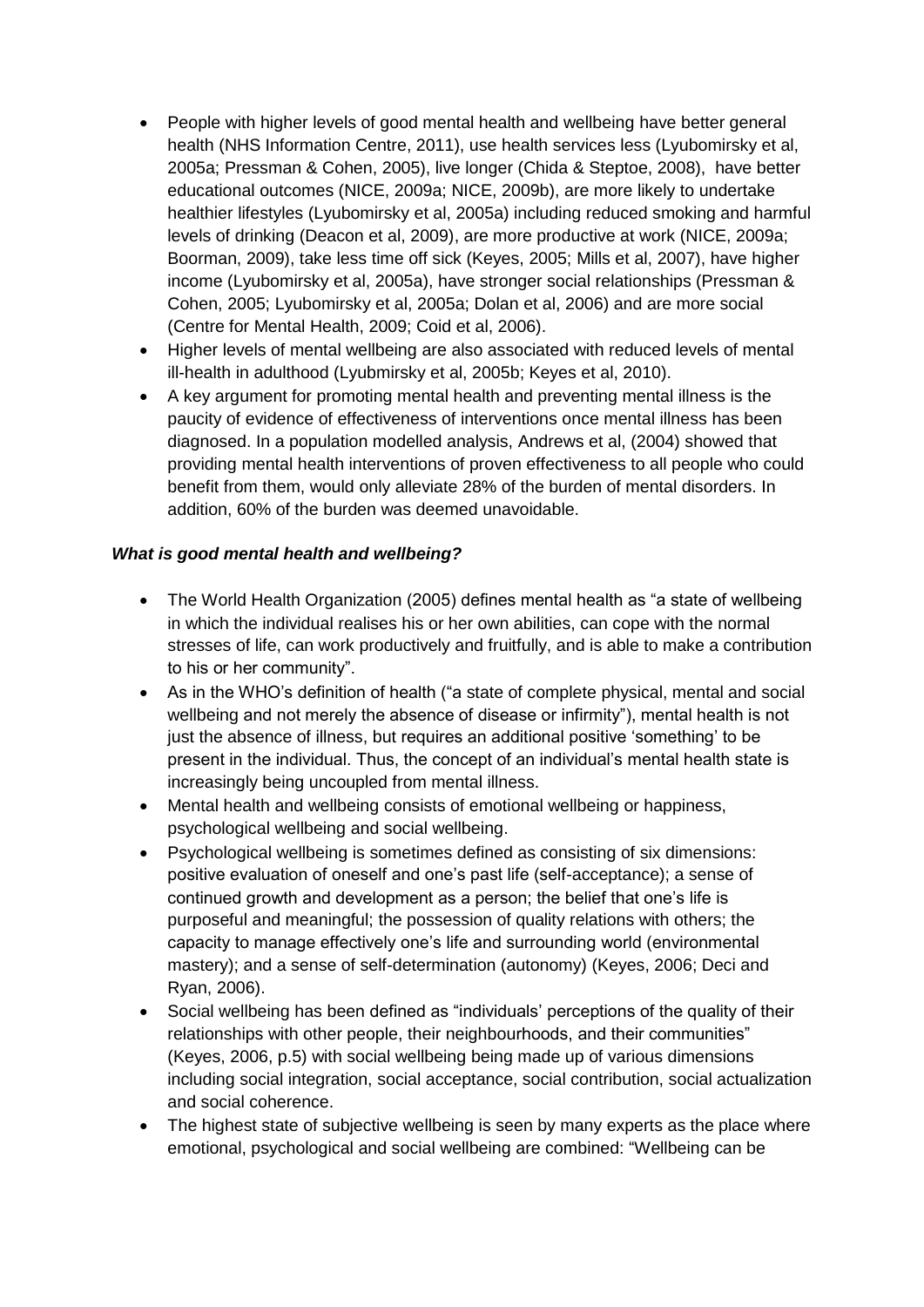- People with higher levels of good mental health and wellbeing have better general health (NHS Information Centre, 2011), use health services less (Lyubomirsky et al, 2005a; Pressman & Cohen, 2005), live longer (Chida & Steptoe, 2008), have better educational outcomes (NICE, 2009a; NICE, 2009b), are more likely to undertake healthier lifestyles (Lyubomirsky et al, 2005a) including reduced smoking and harmful levels of drinking (Deacon et al, 2009), are more productive at work (NICE, 2009a; Boorman, 2009), take less time off sick (Keyes, 2005; Mills et al, 2007), have higher income (Lyubomirsky et al, 2005a), have stronger social relationships (Pressman & Cohen, 2005; Lyubomirsky et al, 2005a; Dolan et al, 2006) and are more social (Centre for Mental Health, 2009; Coid et al, 2006).
- Higher levels of mental wellbeing are also associated with reduced levels of mental ill-health in adulthood (Lyubomirsky et al, 2005b; Keyes et al, 2010).
- A key argument for promoting mental health and preventing mental illness is the paucity of evidence of effectiveness of interventions once mental illness has been diagnosed. In a population modelled analysis, Andrews et al, (2004) showed that providing mental health interventions of proven effectiveness to all people who could benefit from them, would only alleviate 28% of the burden of mental disorders. In addition, 60% of the burden was deemed unavoidable.

***What is good mental health and wellbeing?***

- The World Health Organization (2005) defines mental health as "a state of wellbeing in which the individual realises his or her own abilities, can cope with the normal stresses of life, can work productively and fruitfully, and is able to make a contribution to his or her community".
- As in the WHO's definition of health ("a state of complete physical, mental and social wellbeing and not merely the absence of disease or infirmity"), mental health is not just the absence of illness, but requires an additional positive 'something' to be present in the individual. Thus, the concept of an individual's mental health state is increasingly being uncoupled from mental illness.
- Mental health and wellbeing consists of emotional wellbeing or happiness, psychological wellbeing and social wellbeing.
- Psychological wellbeing is sometimes defined as consisting of six dimensions: positive evaluation of oneself and one's past life (self-acceptance); a sense of continued growth and development as a person; the belief that one's life is purposeful and meaningful; the possession of quality relations with others; the capacity to manage effectively one's life and surrounding world (environmental mastery); and a sense of self-determination (autonomy) (Keyes, 2006; Deci and Ryan, 2006).
- Social wellbeing has been defined as "individuals' perceptions of the quality of their relationships with other people, their neighbourhoods, and their communities" (Keyes, 2006, p.5) with social wellbeing being made up of various dimensions including social integration, social acceptance, social contribution, social actualization and social coherence.
- The highest state of subjective wellbeing is seen by many experts as the place where emotional, psychological and social wellbeing are combined: "Wellbeing can be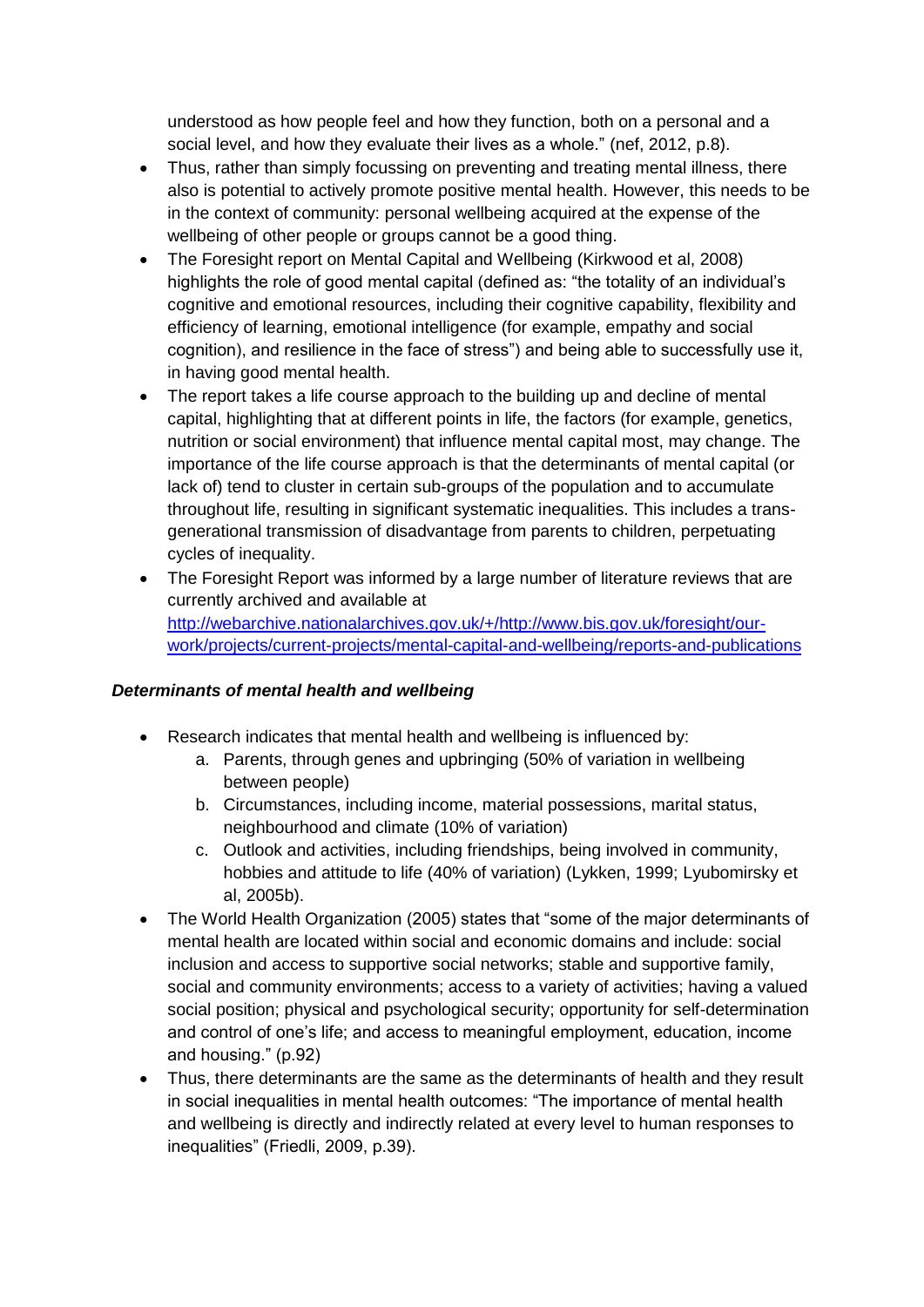understood as how people feel and how they function, both on a personal and a social level, and how they evaluate their lives as a whole." (nef, 2012, p.8).

- Thus, rather than simply focussing on preventing and treating mental illness, there also is potential to actively promote positive mental health. However, this needs to be in the context of community: personal wellbeing acquired at the expense of the wellbeing of other people or groups cannot be a good thing.
- The Foresight report on Mental Capital and Wellbeing (Kirkwood et al, 2008) highlights the role of good mental capital (defined as: "the totality of an individual's cognitive and emotional resources, including their cognitive capability, flexibility and efficiency of learning, emotional intelligence (for example, empathy and social cognition), and resilience in the face of stress") and being able to successfully use it, in having good mental health.
- The report takes a life course approach to the building up and decline of mental capital, highlighting that at different points in life, the factors (for example, genetics, nutrition or social environment) that influence mental capital most, may change. The importance of the life course approach is that the determinants of mental capital (or lack of) tend to cluster in certain sub-groups of the population and to accumulate throughout life, resulting in significant systematic inequalities. This includes a trans-generational transmission of disadvantage from parents to children, perpetuating cycles of inequality.
- The Foresight Report was informed by a large number of literature reviews that are currently archived and available at [http://webarchive.nationalarchives.gov.uk/+/http://www.bis.gov.uk/foresight/our-work/projects/current-projects/mental-capital-and-wellbeing/reports-and-publications](http://webarchive.nationalarchives.gov.uk/+/http://www.bis.gov.uk/foresight/our-work/projects/current-projects/mental-capital-and-wellbeing/reports-and-publications)

### *Determinants of mental health and wellbeing*

- Research indicates that mental health and wellbeing is influenced by:
    a. Parents, through genes and upbringing (50% of variation in wellbeing between people)
    b. Circumstances, including income, material possessions, marital status, neighbourhood and climate (10% of variation)
    c. Outlook and activities, including friendships, being involved in community, hobbies and attitude to life (40% of variation) (Lykken, 1999; Lyubomirsky et al, 2005b).
- The World Health Organization (2005) states that "some of the major determinants of mental health are located within social and economic domains and include: social inclusion and access to supportive social networks; stable and supportive family, social and community environments; access to a variety of activities; having a valued social position; physical and psychological security; opportunity for self-determination and control of one's life; and access to meaningful employment, education, income and housing." (p.92)
- Thus, there determinants are the same as the determinants of health and they result in social inequalities in mental health outcomes: "The importance of mental health and wellbeing is directly and indirectly related at every level to human responses to inequalities" (Friedli, 2009, p.39).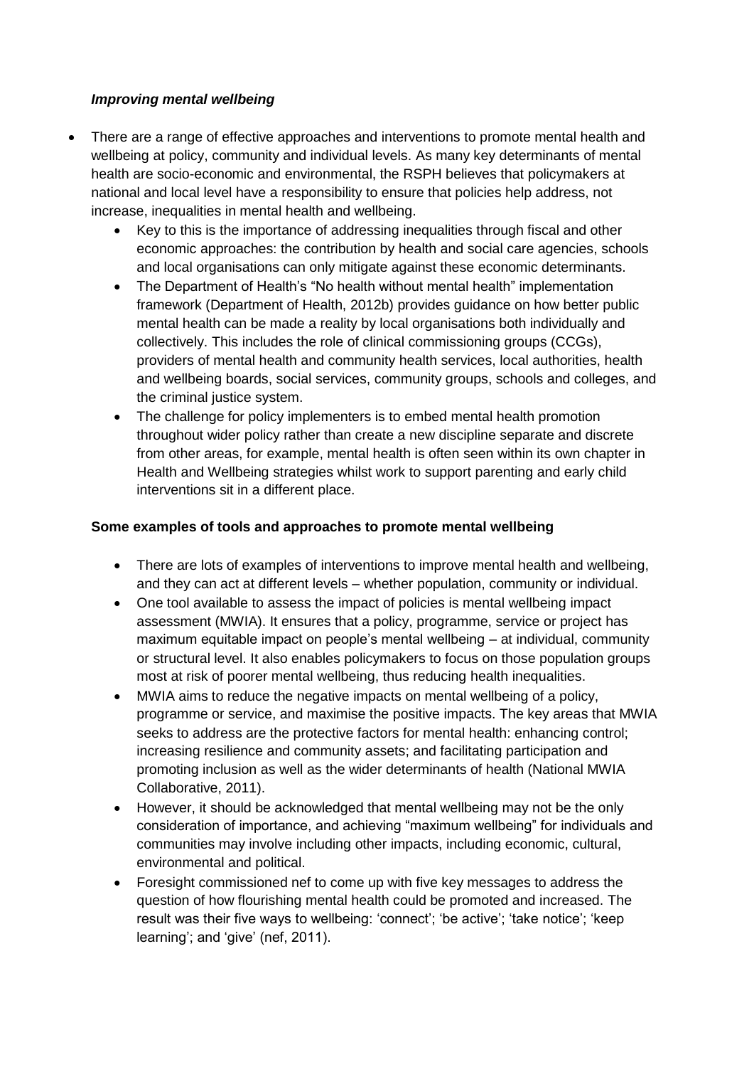***Improving mental wellbeing***

- There are a range of effective approaches and interventions to promote mental health and wellbeing at policy, community and individual levels. As many key determinants of mental health are socio-economic and environmental, the RSPH believes that policymakers at national and local level have a responsibility to ensure that policies help address, not increase, inequalities in mental health and wellbeing.
    - Key to this is the importance of addressing inequalities through fiscal and other economic approaches: the contribution by health and social care agencies, schools and local organisations can only mitigate against these economic determinants.
    - The Department of Health's "No health without mental health" implementation framework (Department of Health, 2012b) provides guidance on how better public mental health can be made a reality by local organisations both individually and collectively. This includes the role of clinical commissioning groups (CCGs), providers of mental health and community health services, local authorities, health and wellbeing boards, social services, community groups, schools and colleges, and the criminal justice system.
    - The challenge for policy implementers is to embed mental health promotion throughout wider policy rather than create a new discipline separate and discrete from other areas, for example, mental health is often seen within its own chapter in Health and Wellbeing strategies whilst work to support parenting and early child interventions sit in a different place.

**Some examples of tools and approaches to promote mental wellbeing**

- There are lots of examples of interventions to improve mental health and wellbeing, and they can act at different levels – whether population, community or individual.
- One tool available to assess the impact of policies is mental wellbeing impact assessment (MWIA). It ensures that a policy, programme, service or project has maximum equitable impact on people's mental wellbeing – at individual, community or structural level. It also enables policymakers to focus on those population groups most at risk of poorer mental wellbeing, thus reducing health inequalities.
- MWIA aims to reduce the negative impacts on mental wellbeing of a policy, programme or service, and maximise the positive impacts. The key areas that MWIA seeks to address are the protective factors for mental health: enhancing control; increasing resilience and community assets; and facilitating participation and promoting inclusion as well as the wider determinants of health (National MWIA Collaborative, 2011).
- However, it should be acknowledged that mental wellbeing may not be the only consideration of importance, and achieving "maximum wellbeing" for individuals and communities may involve including other impacts, including economic, cultural, environmental and political.
- Foresight commissioned nef to come up with five key messages to address the question of how flourishing mental health could be promoted and increased. The result was their five ways to wellbeing: 'connect'; 'be active'; 'take notice'; 'keep learning'; and 'give' (nef, 2011).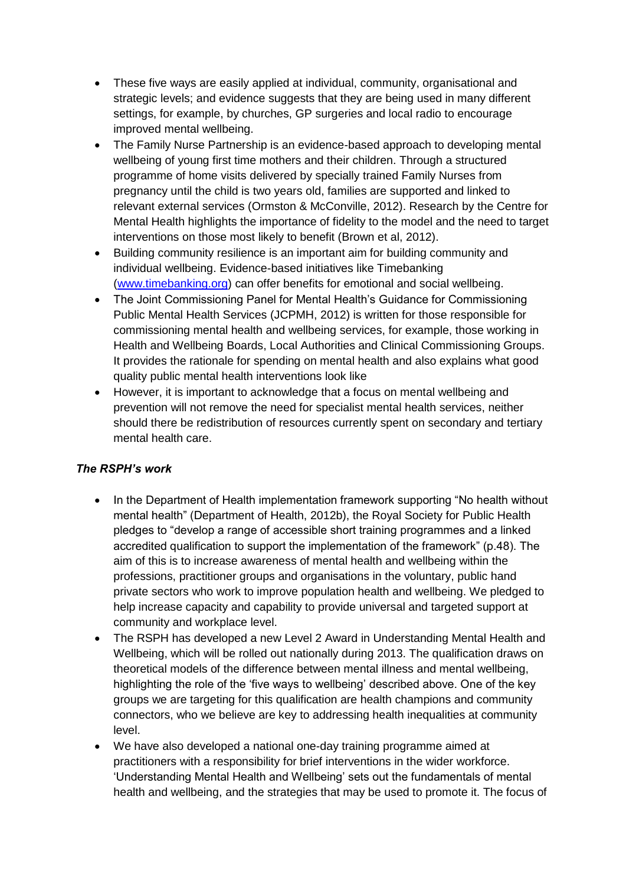- These five ways are easily applied at individual, community, organisational and strategic levels; and evidence suggests that they are being used in many different settings, for example, by churches, GP surgeries and local radio to encourage improved mental wellbeing.
- The Family Nurse Partnership is an evidence-based approach to developing mental wellbeing of young first time mothers and their children. Through a structured programme of home visits delivered by specially trained Family Nurses from pregnancy until the child is two years old, families are supported and linked to relevant external services (Ormston & McConville, 2012). Research by the Centre for Mental Health highlights the importance of fidelity to the model and the need to target interventions on those most likely to benefit (Brown et al, 2012).
- Building community resilience is an important aim for building community and individual wellbeing. Evidence-based initiatives like Timebanking ([www.timebanking.org](http://www.timebanking.org)) can offer benefits for emotional and social wellbeing.
- The Joint Commissioning Panel for Mental Health's Guidance for Commissioning Public Mental Health Services (JCPMH, 2012) is written for those responsible for commissioning mental health and wellbeing services, for example, those working in Health and Wellbeing Boards, Local Authorities and Clinical Commissioning Groups. It provides the rationale for spending on mental health and also explains what good quality public mental health interventions look like
- However, it is important to acknowledge that a focus on mental wellbeing and prevention will not remove the need for specialist mental health services, neither should there be redistribution of resources currently spent on secondary and tertiary mental health care.

***The RSPH's work***

- In the Department of Health implementation framework supporting "No health without mental health" (Department of Health, 2012b), the Royal Society for Public Health pledges to "develop a range of accessible short training programmes and a linked accredited qualification to support the implementation of the framework" (p.48). The aim of this is to increase awareness of mental health and wellbeing within the professions, practitioner groups and organisations in the voluntary, public hand private sectors who work to improve population health and wellbeing. We pledged to help increase capacity and capability to provide universal and targeted support at community and workplace level.
- The RSPH has developed a new Level 2 Award in Understanding Mental Health and Wellbeing, which will be rolled out nationally during 2013. The qualification draws on theoretical models of the difference between mental illness and mental wellbeing, highlighting the role of the 'five ways to wellbeing' described above. One of the key groups we are targeting for this qualification are health champions and community connectors, who we believe are key to addressing health inequalities at community level.
- We have also developed a national one-day training programme aimed at practitioners with a responsibility for brief interventions in the wider workforce. 'Understanding Mental Health and Wellbeing' sets out the fundamentals of mental health and wellbeing, and the strategies that may be used to promote it. The focus of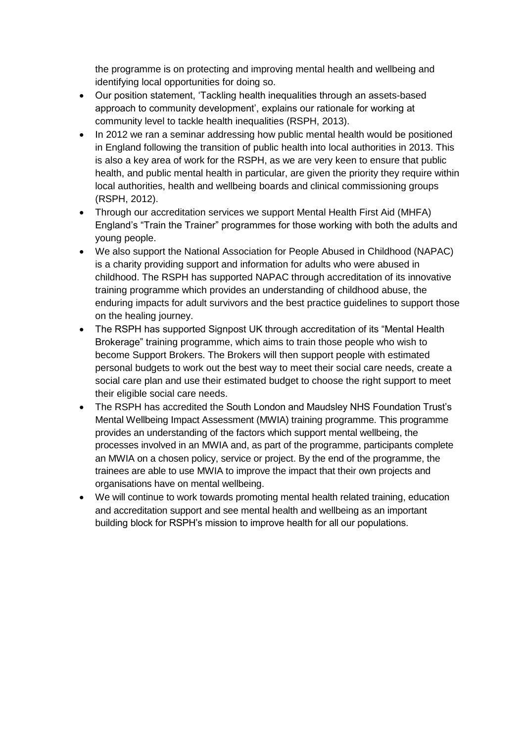the programme is on protecting and improving mental health and wellbeing and identifying local opportunities for doing so.

- Our position statement, 'Tackling health inequalities through an assets-based approach to community development', explains our rationale for working at community level to tackle health inequalities (RSPH, 2013).
- In 2012 we ran a seminar addressing how public mental health would be positioned in England following the transition of public health into local authorities in 2013. This is also a key area of work for the RSPH, as we are very keen to ensure that public health, and public mental health in particular, are given the priority they require within local authorities, health and wellbeing boards and clinical commissioning groups (RSPH, 2012).
- Through our accreditation services we support Mental Health First Aid (MHFA) England's "Train the Trainer" programmes for those working with both the adults and young people.
- We also support the National Association for People Abused in Childhood (NAPAC) is a charity providing support and information for adults who were abused in childhood. The RSPH has supported NAPAC through accreditation of its innovative training programme which provides an understanding of childhood abuse, the enduring impacts for adult survivors and the best practice guidelines to support those on the healing journey.
- The RSPH has supported Signpost UK through accreditation of its "Mental Health Brokerage" training programme, which aims to train those people who wish to become Support Brokers. The Brokers will then support people with estimated personal budgets to work out the best way to meet their social care needs, create a social care plan and use their estimated budget to choose the right support to meet their eligible social care needs.
- The RSPH has accredited the South London and Maudsley NHS Foundation Trust's Mental Wellbeing Impact Assessment (MWIA) training programme. This programme provides an understanding of the factors which support mental wellbeing, the processes involved in an MWIA and, as part of the programme, participants complete an MWIA on a chosen policy, service or project. By the end of the programme, the trainees are able to use MWIA to improve the impact that their own projects and organisations have on mental wellbeing.
- We will continue to work towards promoting mental health related training, education and accreditation support and see mental health and wellbeing as an important building block for RSPH's mission to improve health for all our populations.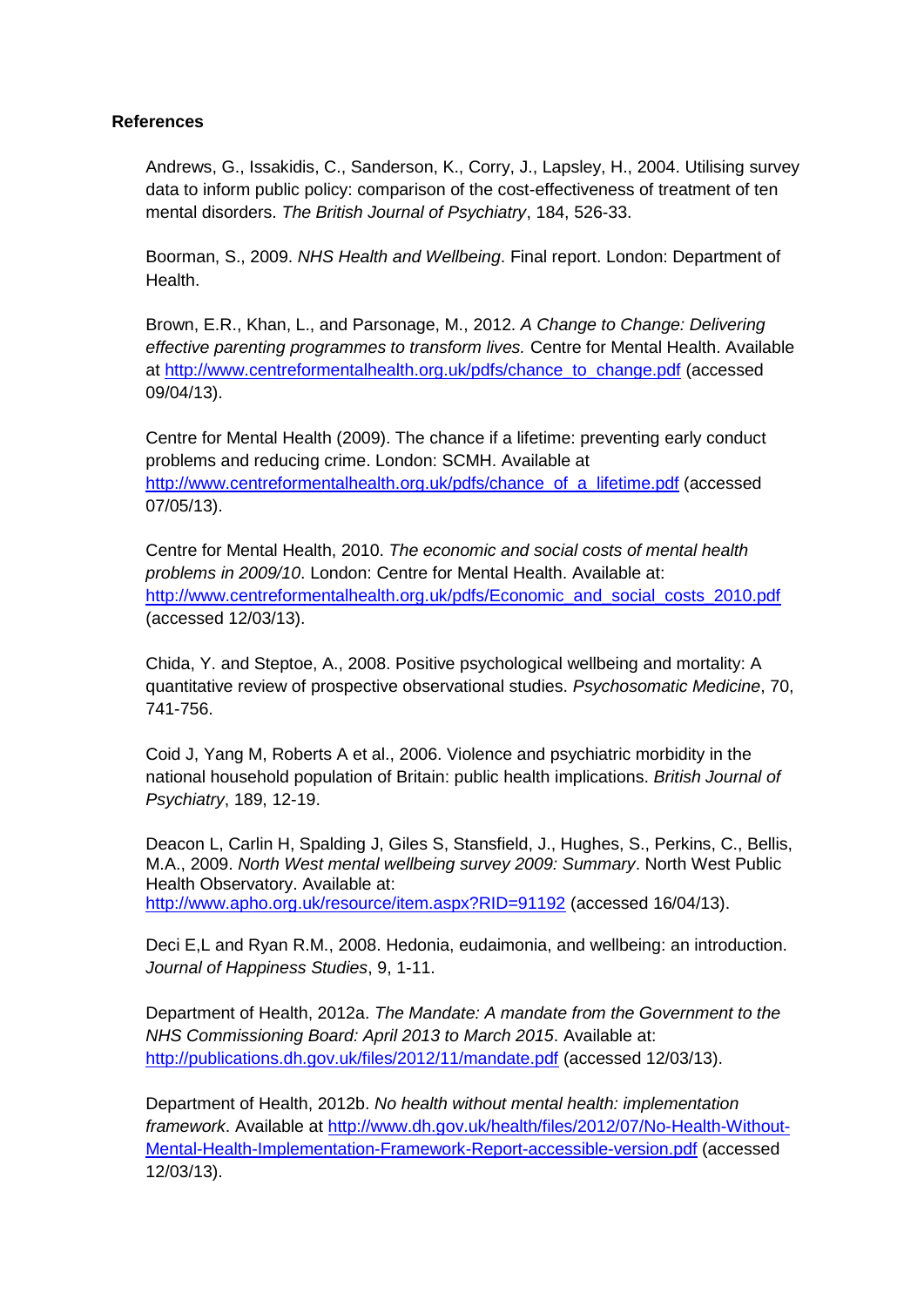**References**

Andrews, G., Issakidis, C., Sanderson, K., Corry, J., Lapsley, H., 2004. Utilising survey data to inform public policy: comparison of the cost-effectiveness of treatment of ten mental disorders. *The British Journal of Psychiatry*, 184, 526-33.

Boorman, S., 2009. *NHS Health and Wellbeing*. Final report. London: Department of Health.

Brown, E.R., Khan, L., and Parsonage, M., 2012. *A Change to Change: Delivering effective parenting programmes to transform lives.* Centre for Mental Health. Available at http://www.centreformentalhealth.org.uk/pdfs/chance_to_change.pdf (accessed 09/04/13).

Centre for Mental Health (2009). The chance if a lifetime: preventing early conduct problems and reducing crime. London: SCMH. Available at http://www.centreformentalhealth.org.uk/pdfs/chance_of_a_lifetime.pdf (accessed 07/05/13).

Centre for Mental Health, 2010. *The economic and social costs of mental health problems in 2009/10*. London: Centre for Mental Health. Available at: http://www.centreformentalhealth.org.uk/pdfs/Economic_and_social_costs_2010.pdf (accessed 12/03/13).

Chida, Y. and Steptoe, A., 2008. Positive psychological wellbeing and mortality: A quantitative review of prospective observational studies. *Psychosomatic Medicine*, 70, 741-756.

Coid J, Yang M, Roberts A et al., 2006. Violence and psychiatric morbidity in the national household population of Britain: public health implications. *British Journal of Psychiatry*, 189, 12-19.

Deacon L, Carlin H, Spalding J, Giles S, Stansfield, J., Hughes, S., Perkins, C., Bellis, M.A., 2009. *North West mental wellbeing survey 2009: Summary*. North West Public Health Observatory. Available at: http://www.apho.org.uk/resource/item.aspx?RID=91192 (accessed 16/04/13).

Deci E,L and Ryan R.M., 2008. Hedonia, eudaimonia, and wellbeing: an introduction. *Journal of Happiness Studies*, 9, 1-11.

Department of Health, 2012a. *The Mandate: A mandate from the Government to the NHS Commissioning Board: April 2013 to March 2015*. Available at: http://publications.dh.gov.uk/files/2012/11/mandate.pdf (accessed 12/03/13).

Department of Health, 2012b. *No health without mental health: implementation framework*. Available at http://www.dh.gov.uk/health/files/2012/07/No-Health-Without-Mental-Health-Implementation-Framework-Report-accessible-version.pdf (accessed 12/03/13).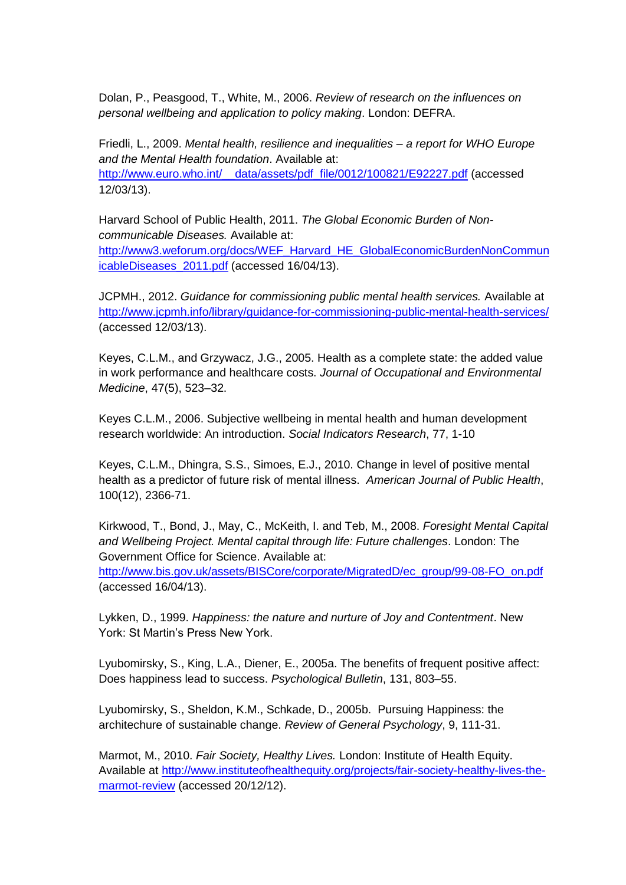Dolan, P., Peasgood, T., White, M., 2006. *Review of research on the influences on personal wellbeing and application to policy making*. London: DEFRA.

Friedli, L., 2009. *Mental health, resilience and inequalities – a report for WHO Europe and the Mental Health foundation*. Available at: http://www.euro.who.int/__data/assets/pdf_file/0012/100821/E92227.pdf (accessed 12/03/13).

Harvard School of Public Health, 2011. *The Global Economic Burden of Non-communicable Diseases.* Available at: http://www3.weforum.org/docs/WEF_Harvard_HE_GlobalEconomicBurdenNonCommunicableDiseases_2011.pdf (accessed 16/04/13).

JCPMH., 2012. *Guidance for commissioning public mental health services.* Available at http://www.jcpmh.info/library/guidance-for-commissioning-public-mental-health-services/ (accessed 12/03/13).

Keyes, C.L.M., and Grzywacz, J.G., 2005. Health as a complete state: the added value in work performance and healthcare costs. *Journal of Occupational and Environmental Medicine*, 47(5), 523–32.

Keyes C.L.M., 2006. Subjective wellbeing in mental health and human development research worldwide: An introduction. *Social Indicators Research*, 77, 1-10

Keyes, C.L.M., Dhingra, S.S., Simoes, E.J., 2010. Change in level of positive mental health as a predictor of future risk of mental illness. *American Journal of Public Health*, 100(12), 2366-71.

Kirkwood, T., Bond, J., May, C., McKeith, I. and Teb, M., 2008. *Foresight Mental Capital and Wellbeing Project. Mental capital through life: Future challenges*. London: The Government Office for Science. Available at: http://www.bis.gov.uk/assets/BISCore/corporate/MigratedD/ec_group/99-08-FO_on.pdf (accessed 16/04/13).

Lykken, D., 1999. *Happiness: the nature and nurture of Joy and Contentment*. New York: St Martin's Press New York.

Lyubomirsky, S., King, L.A., Diener, E., 2005a. The benefits of frequent positive affect: Does happiness lead to success. *Psychological Bulletin*, 131, 803–55.

Lyubomirsky, S., Sheldon, K.M., Schkade, D., 2005b. Pursuing Happiness: the architechure of sustainable change. *Review of General Psychology*, 9, 111-31.

Marmot, M., 2010. *Fair Society, Healthy Lives.* London: Institute of Health Equity. Available at http://www.instituteofhealthequity.org/projects/fair-society-healthy-lives-the-marmot-review (accessed 20/12/12).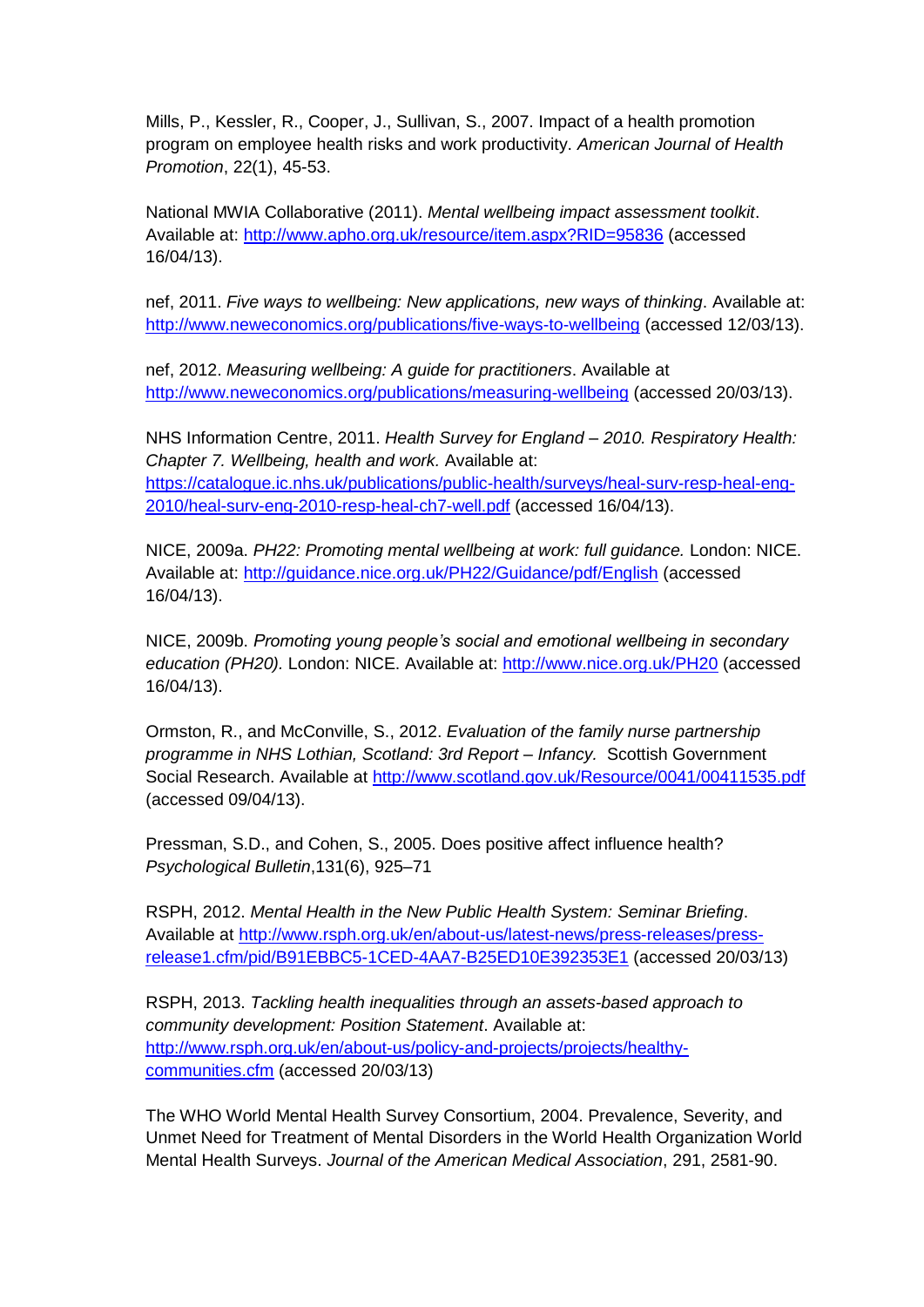Mills, P., Kessler, R., Cooper, J., Sullivan, S., 2007. Impact of a health promotion program on employee health risks and work productivity. *American Journal of Health Promotion*, 22(1), 45-53.

National MWIA Collaborative (2011). *Mental wellbeing impact assessment toolkit*. Available at: http://www.apho.org.uk/resource/item.aspx?RID=95836 (accessed 16/04/13).

nef, 2011. *Five ways to wellbeing: New applications, new ways of thinking*. Available at: http://www.neweconomics.org/publications/five-ways-to-wellbeing (accessed 12/03/13).

nef, 2012. *Measuring wellbeing: A guide for practitioners*. Available at http://www.neweconomics.org/publications/measuring-wellbeing (accessed 20/03/13).

NHS Information Centre, 2011. *Health Survey for England – 2010. Respiratory Health: Chapter 7. Wellbeing, health and work.* Available at: https://catalogue.ic.nhs.uk/publications/public-health/surveys/heal-surv-resp-heal-eng-2010/heal-surv-eng-2010-resp-heal-ch7-well.pdf (accessed 16/04/13).

NICE, 2009a. *PH22: Promoting mental wellbeing at work: full guidance.* London: NICE. Available at: http://guidance.nice.org.uk/PH22/Guidance/pdf/English (accessed 16/04/13).

NICE, 2009b. *Promoting young people's social and emotional wellbeing in secondary education (PH20).* London: NICE. Available at: http://www.nice.org.uk/PH20 (accessed 16/04/13).

Ormston, R., and McConville, S., 2012. *Evaluation of the family nurse partnership programme in NHS Lothian, Scotland: 3rd Report – Infancy.* Scottish Government Social Research. Available at http://www.scotland.gov.uk/Resource/0041/00411535.pdf (accessed 09/04/13).

Pressman, S.D., and Cohen, S., 2005. Does positive affect influence health? *Psychological Bulletin*,131(6), 925–71

RSPH, 2012. *Mental Health in the New Public Health System: Seminar Briefing*. Available at http://www.rsph.org.uk/en/about-us/latest-news/press-releases/press-release1.cfm/pid/B91EBBC5-1CED-4AA7-B25ED10E392353E1 (accessed 20/03/13)

RSPH, 2013. *Tackling health inequalities through an assets-based approach to community development: Position Statement*. Available at: http://www.rsph.org.uk/en/about-us/policy-and-projects/projects/healthy-communities.cfm (accessed 20/03/13)

The WHO World Mental Health Survey Consortium, 2004. Prevalence, Severity, and Unmet Need for Treatment of Mental Disorders in the World Health Organization World Mental Health Surveys. *Journal of the American Medical Association*, 291, 2581-90.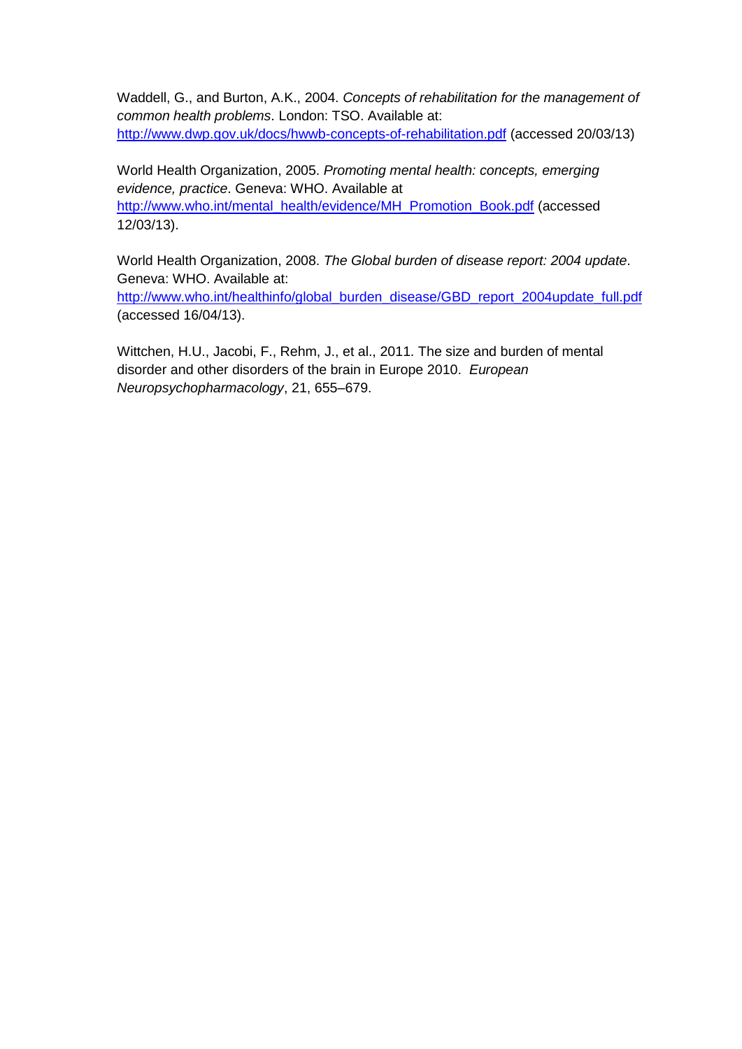Waddell, G., and Burton, A.K., 2004. *Concepts of rehabilitation for the management of common health problems*. London: TSO. Available at: http://www.dwp.gov.uk/docs/hwwb-concepts-of-rehabilitation.pdf (accessed 20/03/13)

World Health Organization, 2005. *Promoting mental health: concepts, emerging evidence, practice*. Geneva: WHO. Available at http://www.who.int/mental_health/evidence/MH_Promotion_Book.pdf (accessed 12/03/13).

World Health Organization, 2008. *The Global burden of disease report: 2004 update*. Geneva: WHO. Available at: http://www.who.int/healthinfo/global_burden_disease/GBD_report_2004update_full.pdf (accessed 16/04/13).

Wittchen, H.U., Jacobi, F., Rehm, J., et al., 2011. The size and burden of mental disorder and other disorders of the brain in Europe 2010. *European Neuropsychopharmacology*, 21, 655–679.